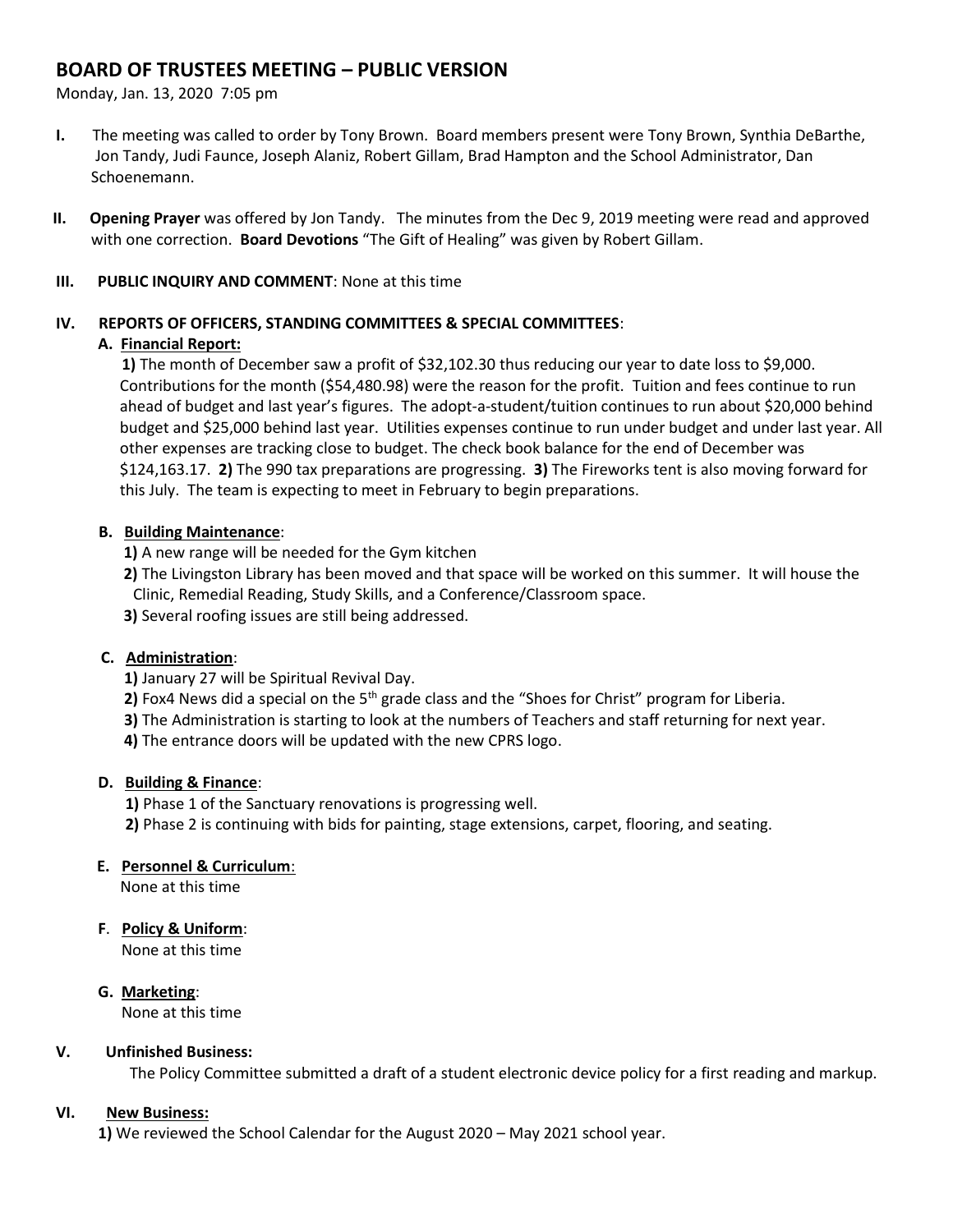# BOARD OF TRUSTEES MEETING – PUBLIC VERSION

Monday, Jan. 13, 2020 7:05 pm

**I.** The meeting was called to order by Tony Brown. Board members present were Tony Brown, Synthia DeBarthe, Jon Tandy, Judi Faunce, Joseph Alaniz, Robert Gillam, Brad Hampton and the School Administrator, Dan Schoenemann.

**II.** **Opening Prayer** was offered by Jon Tandy. The minutes from the Dec 9, 2019 meeting were read and approved with one correction. **Board Devotions** "The Gift of Healing" was given by Robert Gillam.

**III.** **PUBLIC INQUIRY AND COMMENT**: None at this time

**IV.** **REPORTS OF OFFICERS, STANDING COMMITTEES & SPECIAL COMMITTEES**:

**A.** **Financial Report:**

**1)** The month of December saw a profit of $32,102.30 thus reducing our year to date loss to $9,000. Contributions for the month ($54,480.98) were the reason for the profit. Tuition and fees continue to run ahead of budget and last year's figures. The adopt-a-student/tuition continues to run about $20,000 behind budget and $25,000 behind last year. Utilities expenses continue to run under budget and under last year. All other expenses are tracking close to budget. The check book balance for the end of December was $124,163.17. **2)** The 990 tax preparations are progressing. **3)** The Fireworks tent is also moving forward for this July. The team is expecting to meet in February to begin preparations.

**B.** **Building Maintenance**:

**1)** A new range will be needed for the Gym kitchen

**2)** The Livingston Library has been moved and that space will be worked on this summer. It will house the Clinic, Remedial Reading, Study Skills, and a Conference/Classroom space.

**3)** Several roofing issues are still being addressed.

**C.** **Administration**:

**1)** January 27 will be Spiritual Revival Day.

**2)** Fox4 News did a special on the 5th grade class and the "Shoes for Christ" program for Liberia.

**3)** The Administration is starting to look at the numbers of Teachers and staff returning for next year.

**4)** The entrance doors will be updated with the new CPRS logo.

**D.** **Building & Finance**:

**1)** Phase 1 of the Sanctuary renovations is progressing well.

**2)** Phase 2 is continuing with bids for painting, stage extensions, carpet, flooring, and seating.

**E.** **Personnel & Curriculum**:

None at this time

**F**. **Policy & Uniform**:

None at this time

**G.** **Marketing**:

None at this time

**V.** **Unfinished Business:**

The Policy Committee submitted a draft of a student electronic device policy for a first reading and markup.

**VI.** **New Business:**

**1)** We reviewed the School Calendar for the August 2020 – May 2021 school year.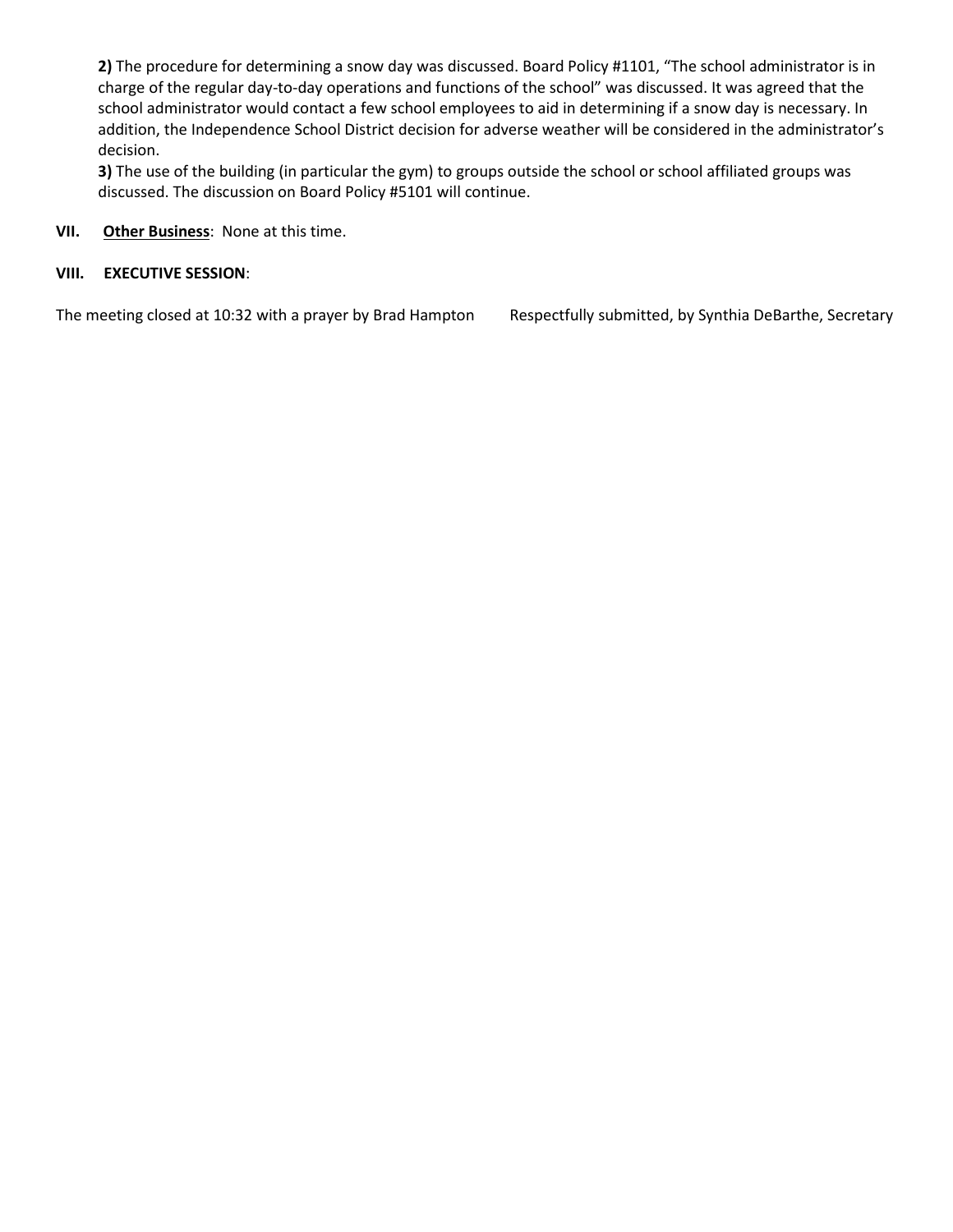**2)** The procedure for determining a snow day was discussed. Board Policy #1101, "The school administrator is in charge of the regular day-to-day operations and functions of the school" was discussed. It was agreed that the school administrator would contact a few school employees to aid in determining if a snow day is necessary. In addition, the Independence School District decision for adverse weather will be considered in the administrator's decision.

**3)** The use of the building (in particular the gym) to groups outside the school or school affiliated groups was discussed. The discussion on Board Policy #5101 will continue.

**VII. Other Business**: None at this time.

**VIII. EXECUTIVE SESSION**:

The meeting closed at 10:32 with a prayer by Brad Hampton     Respectfully submitted, by Synthia DeBarthe, Secretary